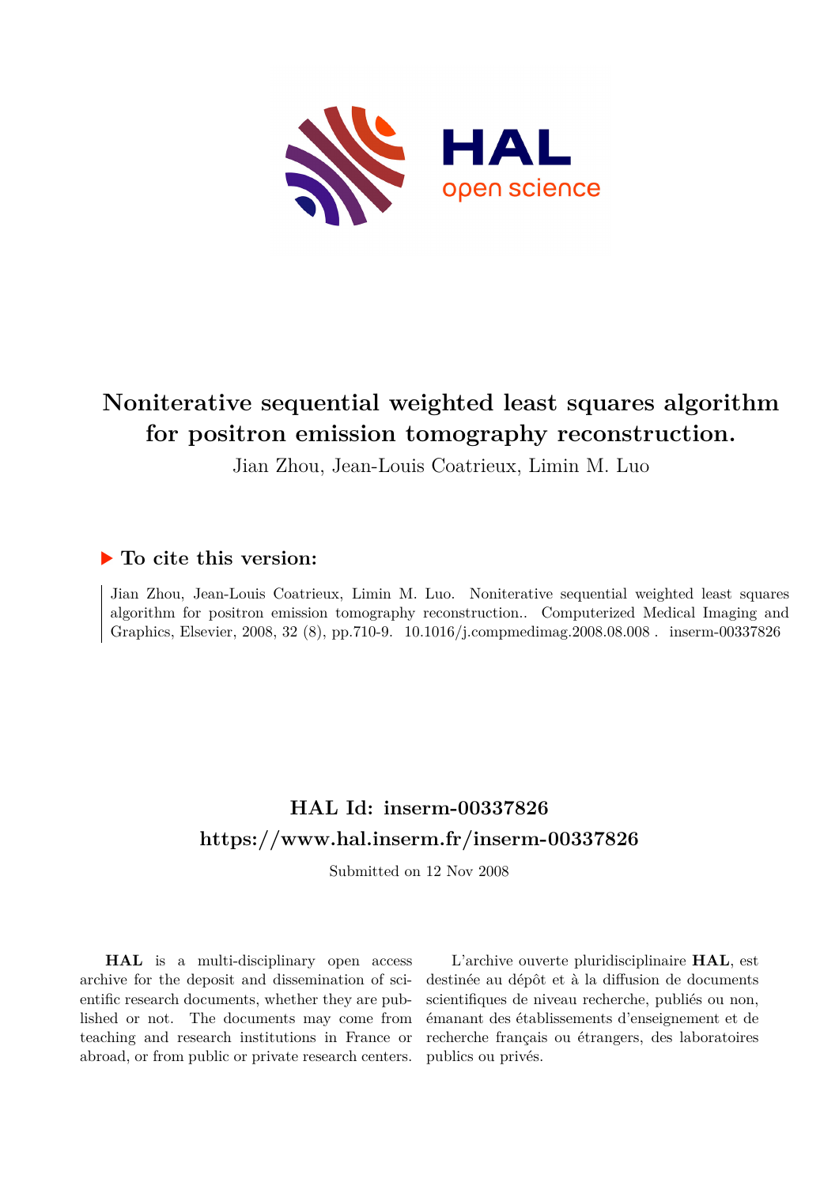# Noniterative sequential weighted least squares algorithm for positron emission tomography reconstruction.

Jian Zhou, Jean-Louis Coatrieux, Limin M. Luo

## ▶ To cite this version:

Jian Zhou, Jean-Louis Coatrieux, Limin M. Luo. Noniterative sequential weighted least squares algorithm for positron emission tomography reconstruction.. Computerized Medical Imaging and Graphics, Elsevier, 2008, 32 (8), pp.710-9. 10.1016/j.compmedimag.2008.08.008 . inserm-00337826

## HAL Id: inserm-00337826

## https://www.hal.inserm.fr/inserm-00337826

Submitted on 12 Nov 2008

**HAL** is a multi-disciplinary open access archive for the deposit and dissemination of scientific research documents, whether they are published or not. The documents may come from teaching and research institutions in France or abroad, or from public or private research centers.

L'archive ouverte pluridisciplinaire **HAL**, est destinée au dépôt et à la diffusion de documents scientifiques de niveau recherche, publiés ou non, émanant des établissements d'enseignement et de recherche français ou étrangers, des laboratoires publics ou privés.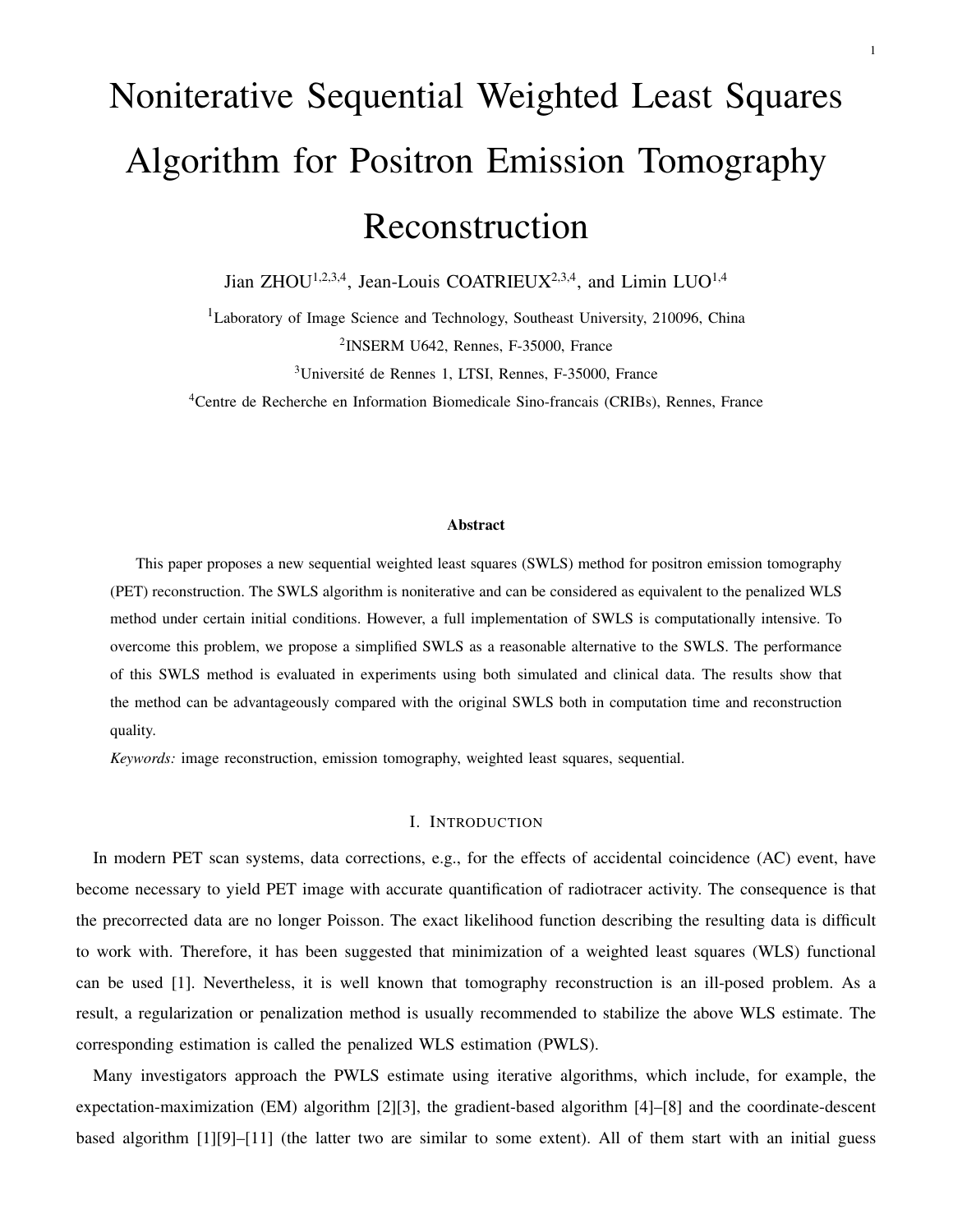# Noniterative Sequential Weighted Least Squares Algorithm for Positron Emission Tomography Reconstruction

Jian ZHOU[1,2,3,4], Jean-Louis COATRIEUX[2,3,4], and Limin LUO[1,4]

[1]Laboratory of Image Science and Technology, Southeast University, 210096, China

[2]INSERM U642, Rennes, F-35000, France

[3]Université de Rennes 1, LTSI, Rennes, F-35000, France

[4]Centre de Recherche en Information Biomedicale Sino-francais (CRIBs), Rennes, France

### Abstract

This paper proposes a new sequential weighted least squares (SWLS) method for positron emission tomography (PET) reconstruction. The SWLS algorithm is noniterative and can be considered as equivalent to the penalized WLS method under certain initial conditions. However, a full implementation of SWLS is computationally intensive. To overcome this problem, we propose a simplified SWLS as a reasonable alternative to the SWLS. The performance of this SWLS method is evaluated in experiments using both simulated and clinical data. The results show that the method can be advantageously compared with the original SWLS both in computation time and reconstruction quality.

*Keywords:* image reconstruction, emission tomography, weighted least squares, sequential.

## I. Introduction

In modern PET scan systems, data corrections, e.g., for the effects of accidental coincidence (AC) event, have become necessary to yield PET image with accurate quantification of radiotracer activity. The consequence is that the precorrected data are no longer Poisson. The exact likelihood function describing the resulting data is difficult to work with. Therefore, it has been suggested that minimization of a weighted least squares (WLS) functional can be used [1]. Nevertheless, it is well known that tomography reconstruction is an ill-posed problem. As a result, a regularization or penalization method is usually recommended to stabilize the above WLS estimate. The corresponding estimation is called the penalized WLS estimation (PWLS).

Many investigators approach the PWLS estimate using iterative algorithms, which include, for example, the expectation-maximization (EM) algorithm [2][3], the gradient-based algorithm [4]–[8] and the coordinate-descent based algorithm [1][9]–[11] (the latter two are similar to some extent). All of them start with an initial guess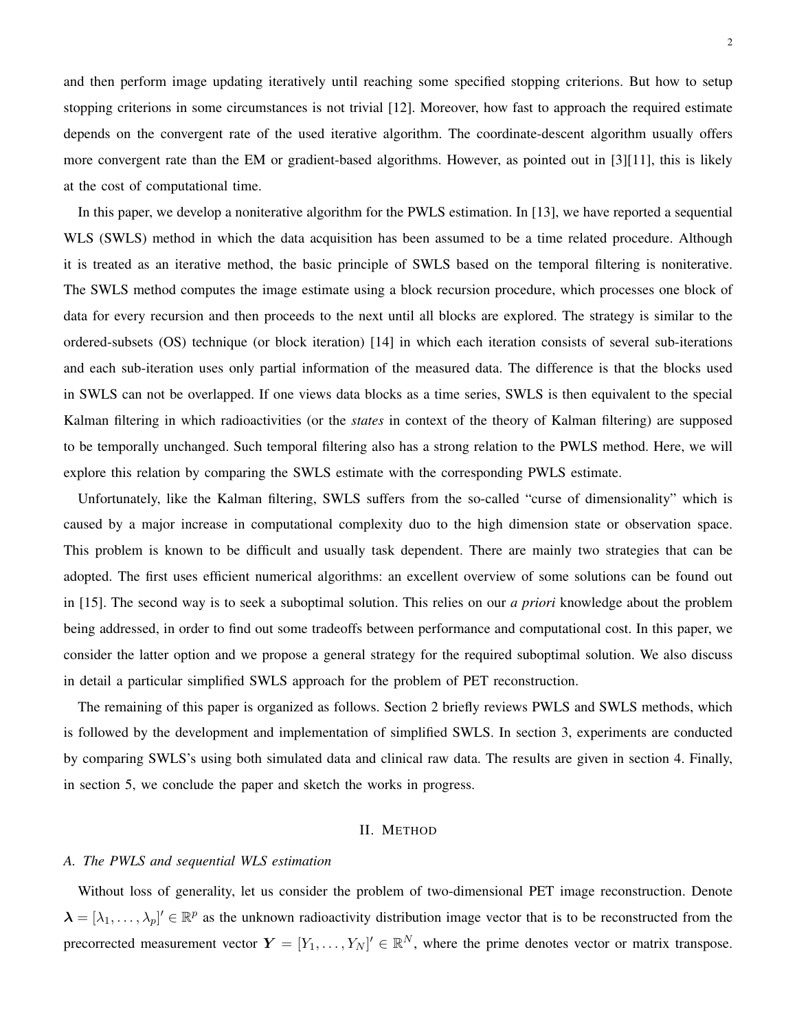and then perform image updating iteratively until reaching some specified stopping criterions. But how to setup stopping criterions in some circumstances is not trivial [12]. Moreover, how fast to approach the required estimate depends on the convergent rate of the used iterative algorithm. The coordinate-descent algorithm usually offers more convergent rate than the EM or gradient-based algorithms. However, as pointed out in [3][11], this is likely at the cost of computational time.

In this paper, we develop a noniterative algorithm for the PWLS estimation. In [13], we have reported a sequential WLS (SWLS) method in which the data acquisition has been assumed to be a time related procedure. Although it is treated as an iterative method, the basic principle of SWLS based on the temporal filtering is noniterative. The SWLS method computes the image estimate using a block recursion procedure, which processes one block of data for every recursion and then proceeds to the next until all blocks are explored. The strategy is similar to the ordered-subsets (OS) technique (or block iteration) [14] in which each iteration consists of several sub-iterations and each sub-iteration uses only partial information of the measured data. The difference is that the blocks used in SWLS can not be overlapped. If one views data blocks as a time series, SWLS is then equivalent to the special Kalman filtering in which radioactivities (or the *states* in context of the theory of Kalman filtering) are supposed to be temporally unchanged. Such temporal filtering also has a strong relation to the PWLS method. Here, we will explore this relation by comparing the SWLS estimate with the corresponding PWLS estimate.

Unfortunately, like the Kalman filtering, SWLS suffers from the so-called "curse of dimensionality" which is caused by a major increase in computational complexity duo to the high dimension state or observation space. This problem is known to be difficult and usually task dependent. There are mainly two strategies that can be adopted. The first uses efficient numerical algorithms: an excellent overview of some solutions can be found out in [15]. The second way is to seek a suboptimal solution. This relies on our *a priori* knowledge about the problem being addressed, in order to find out some tradeoffs between performance and computational cost. In this paper, we consider the latter option and we propose a general strategy for the required suboptimal solution. We also discuss in detail a particular simplified SWLS approach for the problem of PET reconstruction.

The remaining of this paper is organized as follows. Section 2 briefly reviews PWLS and SWLS methods, which is followed by the development and implementation of simplified SWLS. In section 3, experiments are conducted by comparing SWLS's using both simulated data and clinical raw data. The results are given in section 4. Finally, in section 5, we conclude the paper and sketch the works in progress.

## II. Method

### A. The PWLS and sequential WLS estimation

Without loss of generality, let us consider the problem of two-dimensional PET image reconstruction. Denote $\boldsymbol{\lambda} = [\lambda_1, \ldots, \lambda_p]' \in \mathbb{R}^p$ as the unknown radioactivity distribution image vector that is to be reconstructed from the precorrected measurement vector $\boldsymbol{Y} = [Y_1, \ldots, Y_N]' \in \mathbb{R}^N$, where the prime denotes vector or matrix transpose.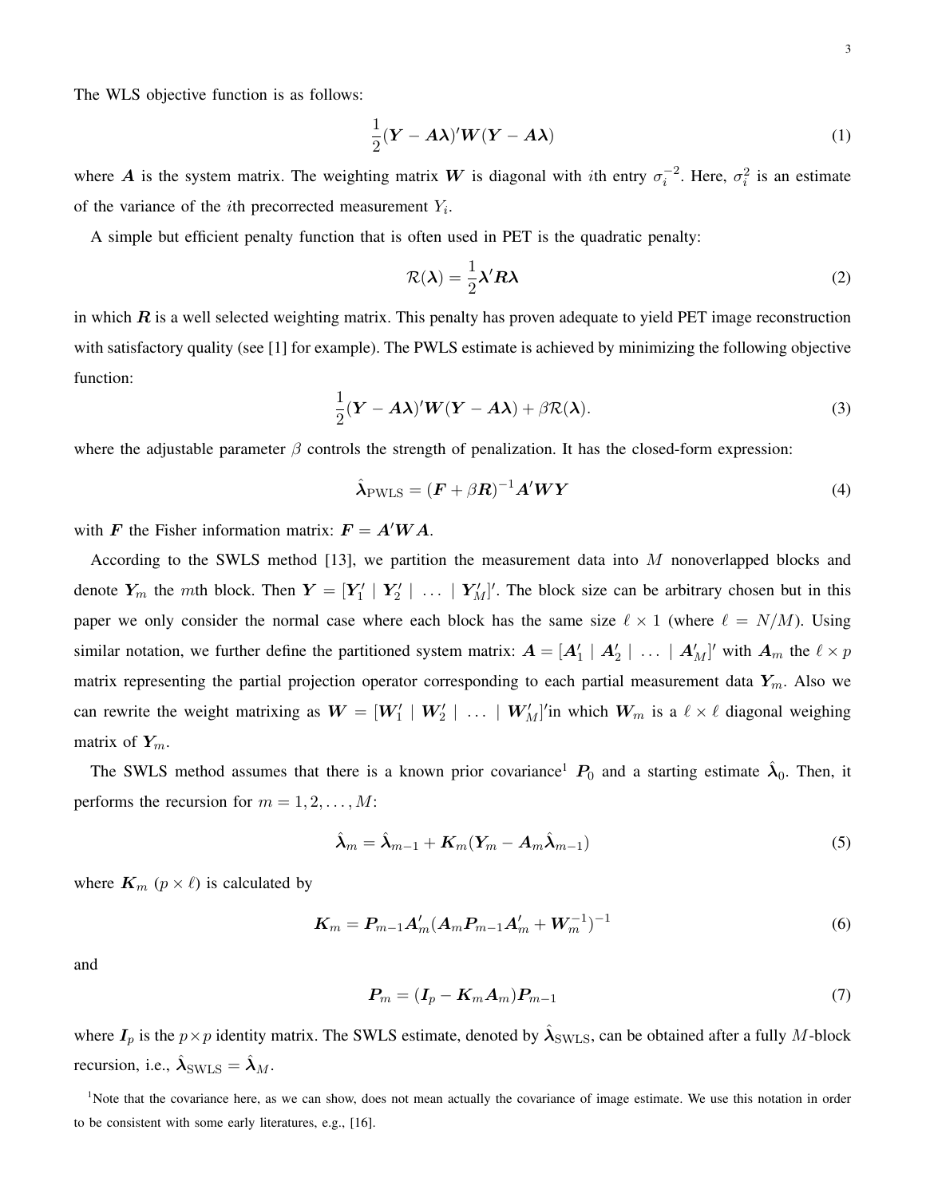The WLS objective function is as follows:

$$\frac{1}{2}(\boldsymbol{Y} - \boldsymbol{A}\boldsymbol{\lambda})'\boldsymbol{W}(\boldsymbol{Y} - \boldsymbol{A}\boldsymbol{\lambda}) \tag{1}$$

where $\boldsymbol{A}$ is the system matrix. The weighting matrix $\boldsymbol{W}$ is diagonal with $i$th entry $\sigma_i^{-2}$. Here, $\sigma_i^2$ is an estimate of the variance of the $i$th precorrected measurement $Y_i$.

A simple but efficient penalty function that is often used in PET is the quadratic penalty:

$$\mathcal{R}(\boldsymbol{\lambda}) = \frac{1}{2}\boldsymbol{\lambda}'\boldsymbol{R}\boldsymbol{\lambda} \tag{2}$$

in which $\boldsymbol{R}$ is a well selected weighting matrix. This penalty has proven adequate to yield PET image reconstruction with satisfactory quality (see [1] for example). The PWLS estimate is achieved by minimizing the following objective function:

$$\frac{1}{2}(\boldsymbol{Y} - \boldsymbol{A}\boldsymbol{\lambda})'\boldsymbol{W}(\boldsymbol{Y} - \boldsymbol{A}\boldsymbol{\lambda}) + \beta\mathcal{R}(\boldsymbol{\lambda}). \tag{3}$$

where the adjustable parameter $\beta$ controls the strength of penalization. It has the closed-form expression:

$$\hat{\boldsymbol{\lambda}}_{\mathrm{PWLS}} = (\boldsymbol{F} + \beta\boldsymbol{R})^{-1}\boldsymbol{A}'\boldsymbol{W}\boldsymbol{Y} \tag{4}$$

with $\boldsymbol{F}$ the Fisher information matrix: $\boldsymbol{F} = \boldsymbol{A}'\boldsymbol{W}\boldsymbol{A}$.

According to the SWLS method [13], we partition the measurement data into $M$ nonoverlapped blocks and denote $\boldsymbol{Y}_m$ the $m$th block. Then $\boldsymbol{Y} = [\boldsymbol{Y}_1' \mid \boldsymbol{Y}_2' \mid \ \ldots \ \mid \boldsymbol{Y}_M']'$. The block size can be arbitrary chosen but in this paper we only consider the normal case where each block has the same size $\ell \times 1$ (where $\ell = N/M$). Using similar notation, we further define the partitioned system matrix: $\boldsymbol{A} = [\boldsymbol{A}_1' \mid \boldsymbol{A}_2' \mid \ \ldots \ \mid \boldsymbol{A}_M']'$ with $\boldsymbol{A}_m$ the $\ell \times p$ matrix representing the partial projection operator corresponding to each partial measurement data $\boldsymbol{Y}_m$. Also we can rewrite the weight matrixing as $\boldsymbol{W} = [\boldsymbol{W}_1' \mid \boldsymbol{W}_2' \mid \ \ldots \ \mid \boldsymbol{W}_M']'$in which $\boldsymbol{W}_m$ is a $\ell \times \ell$ diagonal weighing matrix of $\boldsymbol{Y}_m$.

The SWLS method assumes that there is a known prior covariance[1] $\boldsymbol{P}_0$ and a starting estimate $\hat{\boldsymbol{\lambda}}_0$. Then, it performs the recursion for $m = 1, 2, \ldots, M$:

$$\hat{\boldsymbol{\lambda}}_m = \hat{\boldsymbol{\lambda}}_{m-1} + \boldsymbol{K}_m(\boldsymbol{Y}_m - \boldsymbol{A}_m\hat{\boldsymbol{\lambda}}_{m-1}) \tag{5}$$

where $\boldsymbol{K}_m$ ($p \times \ell$) is calculated by

$$\boldsymbol{K}_m = \boldsymbol{P}_{m-1}\boldsymbol{A}_m'(\boldsymbol{A}_m\boldsymbol{P}_{m-1}\boldsymbol{A}_m' + \boldsymbol{W}_m^{-1})^{-1} \tag{6}$$

and

$$\boldsymbol{P}_m = (\boldsymbol{I}_p - \boldsymbol{K}_m\boldsymbol{A}_m)\boldsymbol{P}_{m-1} \tag{7}$$

where $\boldsymbol{I}_p$ is the $p \times p$ identity matrix. The SWLS estimate, denoted by $\hat{\boldsymbol{\lambda}}_{\mathrm{SWLS}}$, can be obtained after a fully $M$-block recursion, i.e., $\hat{\boldsymbol{\lambda}}_{\mathrm{SWLS}} = \hat{\boldsymbol{\lambda}}_M$.

[1]Note that the covariance here, as we can show, does not mean actually the covariance of image estimate. We use this notation in order to be consistent with some early literatures, e.g., [16].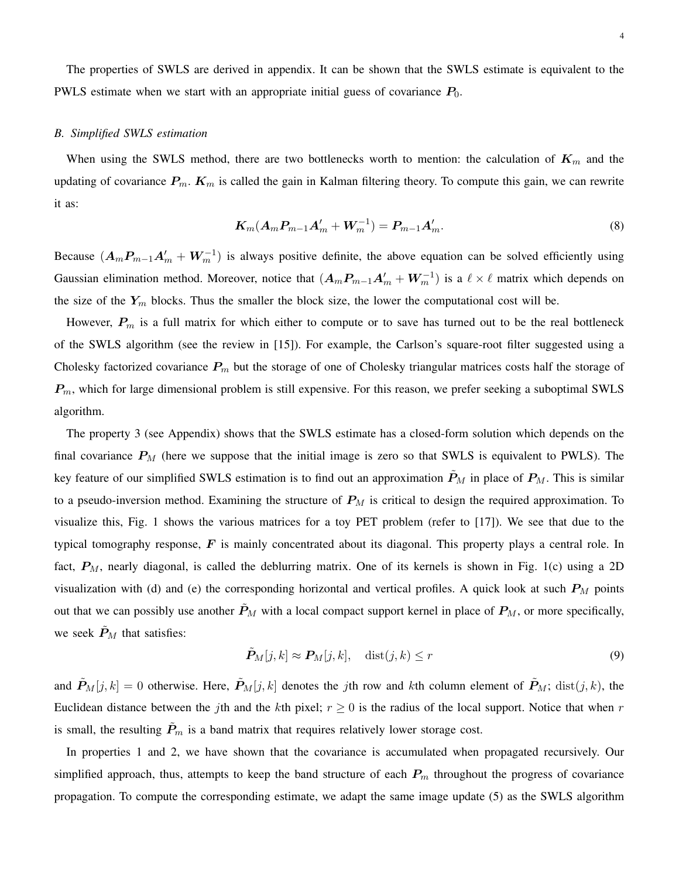The properties of SWLS are derived in appendix. It can be shown that the SWLS estimate is equivalent to the PWLS estimate when we start with an appropriate initial guess of covariance $\boldsymbol{P}_0$.

### *B. Simplified SWLS estimation*

When using the SWLS method, there are two bottlenecks worth to mention: the calculation of $\boldsymbol{K}_m$ and the updating of covariance $\boldsymbol{P}_m$. $\boldsymbol{K}_m$ is called the gain in Kalman filtering theory. To compute this gain, we can rewrite it as:

$$\boldsymbol{K}_m(\boldsymbol{A}_m\boldsymbol{P}_{m-1}\boldsymbol{A}'_m + \boldsymbol{W}_m^{-1}) = \boldsymbol{P}_{m-1}\boldsymbol{A}'_m. \tag{8}$$

Because $(\boldsymbol{A}_m\boldsymbol{P}_{m-1}\boldsymbol{A}'_m + \boldsymbol{W}_m^{-1})$ is always positive definite, the above equation can be solved efficiently using Gaussian elimination method. Moreover, notice that $(\boldsymbol{A}_m\boldsymbol{P}_{m-1}\boldsymbol{A}'_m + \boldsymbol{W}_m^{-1})$ is a $\ell \times \ell$ matrix which depends on the size of the $\boldsymbol{Y}_m$ blocks. Thus the smaller the block size, the lower the computational cost will be.

However, $\boldsymbol{P}_m$ is a full matrix for which either to compute or to save has turned out to be the real bottleneck of the SWLS algorithm (see the review in [15]). For example, the Carlson's square-root filter suggested using a Cholesky factorized covariance $\boldsymbol{P}_m$ but the storage of one of Cholesky triangular matrices costs half the storage of $\boldsymbol{P}_m$, which for large dimensional problem is still expensive. For this reason, we prefer seeking a suboptimal SWLS algorithm.

The property 3 (see Appendix) shows that the SWLS estimate has a closed-form solution which depends on the final covariance $\boldsymbol{P}_M$ (here we suppose that the initial image is zero so that SWLS is equivalent to PWLS). The key feature of our simplified SWLS estimation is to find out an approximation $\tilde{\boldsymbol{P}}_M$ in place of $\boldsymbol{P}_M$. This is similar to a pseudo-inversion method. Examining the structure of $\boldsymbol{P}_M$ is critical to design the required approximation. To visualize this, Fig. 1 shows the various matrices for a toy PET problem (refer to [17]). We see that due to the typical tomography response, $\boldsymbol{F}$ is mainly concentrated about its diagonal. This property plays a central role. In fact, $\boldsymbol{P}_M$, nearly diagonal, is called the deblurring matrix. One of its kernels is shown in Fig. 1(c) using a 2D visualization with (d) and (e) the corresponding horizontal and vertical profiles. A quick look at such $\boldsymbol{P}_M$ points out that we can possibly use another $\tilde{\boldsymbol{P}}_M$ with a local compact support kernel in place of $\boldsymbol{P}_M$, or more specifically, we seek $\tilde{\boldsymbol{P}}_M$ that satisfies:

$$\tilde{\boldsymbol{P}}_M[j,k] \approx \boldsymbol{P}_M[j,k], \quad \mathrm{dist}(j,k) \leq r \tag{9}$$

and $\tilde{\boldsymbol{P}}_M[j,k] = 0$ otherwise. Here, $\tilde{\boldsymbol{P}}_M[j,k]$ denotes the $j$th row and $k$th column element of $\tilde{\boldsymbol{P}}_M$; $\mathrm{dist}(j,k)$, the Euclidean distance between the $j$th and the $k$th pixel; $r \geq 0$ is the radius of the local support. Notice that when $r$ is small, the resulting $\tilde{\boldsymbol{P}}_m$ is a band matrix that requires relatively lower storage cost.

In properties 1 and 2, we have shown that the covariance is accumulated when propagated recursively. Our simplified approach, thus, attempts to keep the band structure of each $\boldsymbol{P}_m$ throughout the progress of covariance propagation. To compute the corresponding estimate, we adapt the same image update (5) as the SWLS algorithm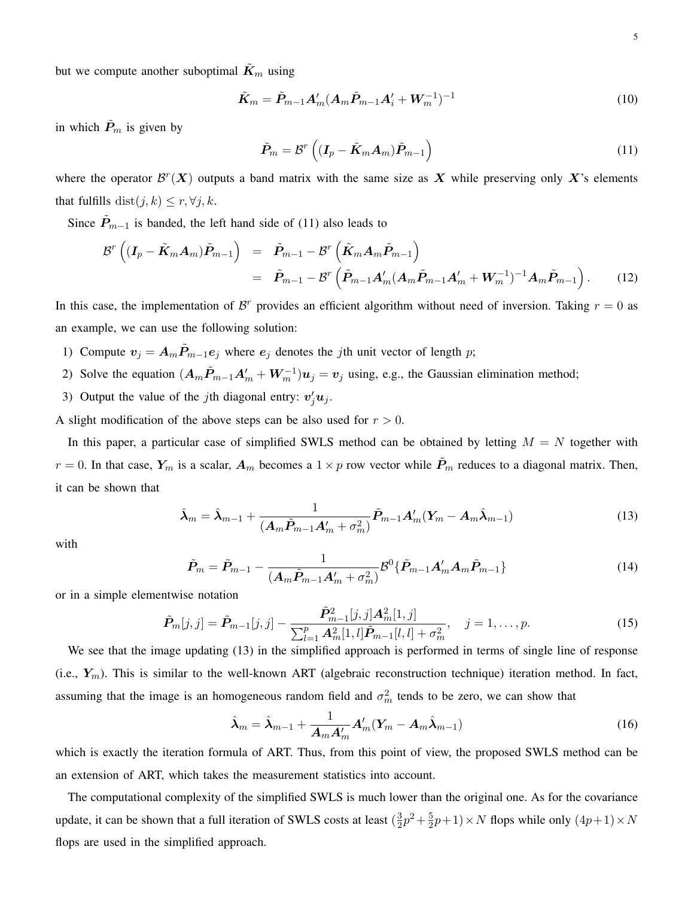but we compute another suboptimal $\tilde{\boldsymbol{K}}_m$ using

$$\tilde{\boldsymbol{K}}_m = \tilde{\boldsymbol{P}}_{m-1}\boldsymbol{A}'_m(\boldsymbol{A}_m\tilde{\boldsymbol{P}}_{m-1}\boldsymbol{A}'_i + \boldsymbol{W}_m^{-1})^{-1} \tag{10}$$

in which $\tilde{\boldsymbol{P}}_m$ is given by

$$\tilde{\boldsymbol{P}}_m = \mathcal{B}^r\left((\boldsymbol{I}_p - \tilde{\boldsymbol{K}}_m\boldsymbol{A}_m)\tilde{\boldsymbol{P}}_{m-1}\right) \tag{11}$$

where the operator $\mathcal{B}^r(\boldsymbol{X})$ outputs a band matrix with the same size as $\boldsymbol{X}$ while preserving only $\boldsymbol{X}$'s elements that fulfills $\mathrm{dist}(j,k) \leq r, \forall j,k$.

Since $\tilde{\boldsymbol{P}}_{m-1}$ is banded, the left hand side of (11) also leads to

$$\begin{aligned}
\mathcal{B}^r\left((\boldsymbol{I}_p - \tilde{\boldsymbol{K}}_m\boldsymbol{A}_m)\tilde{\boldsymbol{P}}_{m-1}\right) &= \tilde{\boldsymbol{P}}_{m-1} - \mathcal{B}^r\left(\tilde{\boldsymbol{K}}_m\boldsymbol{A}_m\tilde{\boldsymbol{P}}_{m-1}\right) \\
&= \tilde{\boldsymbol{P}}_{m-1} - \mathcal{B}^r\left(\tilde{\boldsymbol{P}}_{m-1}\boldsymbol{A}'_m(\boldsymbol{A}_m\tilde{\boldsymbol{P}}_{m-1}\boldsymbol{A}'_m + \boldsymbol{W}_m^{-1})^{-1}\boldsymbol{A}_m\tilde{\boldsymbol{P}}_{m-1}\right).
\end{aligned} \tag{12}$$

In this case, the implementation of $\mathcal{B}^r$ provides an efficient algorithm without need of inversion. Taking $r = 0$ as an example, we can use the following solution:

1) Compute $\boldsymbol{v}_j = \boldsymbol{A}_m\tilde{\boldsymbol{P}}_{m-1}\boldsymbol{e}_j$ where $\boldsymbol{e}_j$ denotes the $j$th unit vector of length $p$;
2) Solve the equation $(\boldsymbol{A}_m\tilde{\boldsymbol{P}}_{m-1}\boldsymbol{A}'_m + \boldsymbol{W}_m^{-1})\boldsymbol{u}_j = \boldsymbol{v}_j$ using, e.g., the Gaussian elimination method;
3) Output the value of the $j$th diagonal entry: $\boldsymbol{v}'_j\boldsymbol{u}_j$.

A slight modification of the above steps can be also used for $r > 0$.

In this paper, a particular case of simplified SWLS method can be obtained by letting $M = N$ together with $r = 0$. In that case, $\boldsymbol{Y}_m$ is a scalar, $\boldsymbol{A}_m$ becomes a $1 \times p$ row vector while $\tilde{\boldsymbol{P}}_m$ reduces to a diagonal matrix. Then, it can be shown that

$$\hat{\boldsymbol{\lambda}}_m = \hat{\boldsymbol{\lambda}}_{m-1} + \frac{1}{(\boldsymbol{A}_m\tilde{\boldsymbol{P}}_{m-1}\boldsymbol{A}'_m + \sigma_m^2)}\tilde{\boldsymbol{P}}_{m-1}\boldsymbol{A}'_m(\boldsymbol{Y}_m - \boldsymbol{A}_m\hat{\boldsymbol{\lambda}}_{m-1}) \tag{13}$$

with

$$\tilde{\boldsymbol{P}}_m = \tilde{\boldsymbol{P}}_{m-1} - \frac{1}{(\boldsymbol{A}_m\tilde{\boldsymbol{P}}_{m-1}\boldsymbol{A}'_m + \sigma_m^2)}\mathcal{B}^0\{\tilde{\boldsymbol{P}}_{m-1}\boldsymbol{A}'_m\boldsymbol{A}_m\tilde{\boldsymbol{P}}_{m-1}\} \tag{14}$$

or in a simple elementwise notation

$$\tilde{\boldsymbol{P}}_m[j,j] = \tilde{\boldsymbol{P}}_{m-1}[j,j] - \frac{\tilde{\boldsymbol{P}}_{m-1}^2[j,j]\boldsymbol{A}_m^2[1,j]}{\sum_{l=1}^{p}\boldsymbol{A}_m^2[1,l]\tilde{\boldsymbol{P}}_{m-1}[l,l] + \sigma_m^2}, \quad j = 1,\ldots,p. \tag{15}$$

We see that the image updating (13) in the simplified approach is performed in terms of single line of response (i.e., $\boldsymbol{Y}_m$). This is similar to the well-known ART (algebraic reconstruction technique) iteration method. In fact, assuming that the image is an homogeneous random field and $\sigma_m^2$ tends to be zero, we can show that

$$\hat{\boldsymbol{\lambda}}_m = \hat{\boldsymbol{\lambda}}_{m-1} + \frac{1}{\boldsymbol{A}_m\boldsymbol{A}'_m}\boldsymbol{A}'_m(\boldsymbol{Y}_m - \boldsymbol{A}_m\hat{\boldsymbol{\lambda}}_{m-1}) \tag{16}$$

which is exactly the iteration formula of ART. Thus, from this point of view, the proposed SWLS method can be an extension of ART, which takes the measurement statistics into account.

The computational complexity of the simplified SWLS is much lower than the original one. As for the covariance update, it can be shown that a full iteration of SWLS costs at least $(\frac{3}{2}p^2 + \frac{5}{2}p + 1) \times N$ flops while only $(4p+1) \times N$ flops are used in the simplified approach.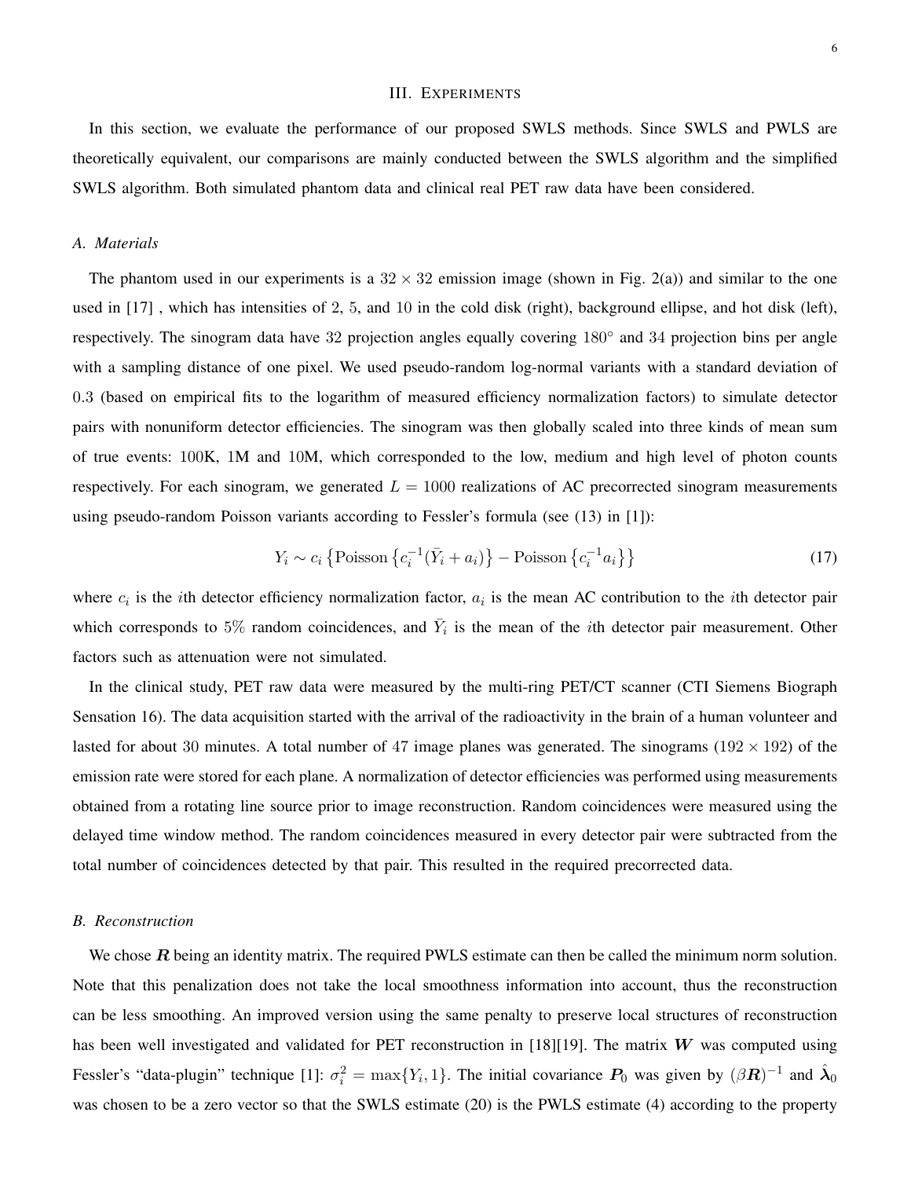## III. Experiments

In this section, we evaluate the performance of our proposed SWLS methods. Since SWLS and PWLS are theoretically equivalent, our comparisons are mainly conducted between the SWLS algorithm and the simplified SWLS algorithm. Both simulated phantom data and clinical real PET raw data have been considered.

### A. Materials

The phantom used in our experiments is a $32 \times 32$ emission image (shown in Fig. 2(a)) and similar to the one used in [17] , which has intensities of 2, 5, and 10 in the cold disk (right), background ellipse, and hot disk (left), respectively. The sinogram data have 32 projection angles equally covering $180^\circ$ and 34 projection bins per angle with a sampling distance of one pixel. We used pseudo-random log-normal variants with a standard deviation of 0.3 (based on empirical fits to the logarithm of measured efficiency normalization factors) to simulate detector pairs with nonuniform detector efficiencies. The sinogram was then globally scaled into three kinds of mean sum of true events: 100K, 1M and 10M, which corresponded to the low, medium and high level of photon counts respectively. For each sinogram, we generated $L = 1000$ realizations of AC precorrected sinogram measurements using pseudo-random Poisson variants according to Fessler's formula (see (13) in [1]):

$$Y_i \sim c_i \left\{ \text{Poisson}\left\{ c_i^{-1}(\bar{Y}_i + a_i) \right\} - \text{Poisson}\left\{ c_i^{-1} a_i \right\} \right\} \tag{17}$$

where $c_i$ is the $i$th detector efficiency normalization factor, $a_i$ is the mean AC contribution to the $i$th detector pair which corresponds to 5% random coincidences, and $\bar{Y}_i$ is the mean of the $i$th detector pair measurement. Other factors such as attenuation were not simulated.

In the clinical study, PET raw data were measured by the multi-ring PET/CT scanner (CTI Siemens Biograph Sensation 16). The data acquisition started with the arrival of the radioactivity in the brain of a human volunteer and lasted for about 30 minutes. A total number of 47 image planes was generated. The sinograms ($192 \times 192$) of the emission rate were stored for each plane. A normalization of detector efficiencies was performed using measurements obtained from a rotating line source prior to image reconstruction. Random coincidences were measured using the delayed time window method. The random coincidences measured in every detector pair were subtracted from the total number of coincidences detected by that pair. This resulted in the required precorrected data.

### B. Reconstruction

We chose $\boldsymbol{R}$ being an identity matrix. The required PWLS estimate can then be called the minimum norm solution. Note that this penalization does not take the local smoothness information into account, thus the reconstruction can be less smoothing. An improved version using the same penalty to preserve local structures of reconstruction has been well investigated and validated for PET reconstruction in [18][19]. The matrix $\boldsymbol{W}$ was computed using Fessler's "data-plugin" technique [1]: $\sigma_i^2 = \max\{Y_i, 1\}$. The initial covariance $\boldsymbol{P}_0$ was given by $(\beta \boldsymbol{R})^{-1}$ and $\hat{\boldsymbol{\lambda}}_0$ was chosen to be a zero vector so that the SWLS estimate (20) is the PWLS estimate (4) according to the property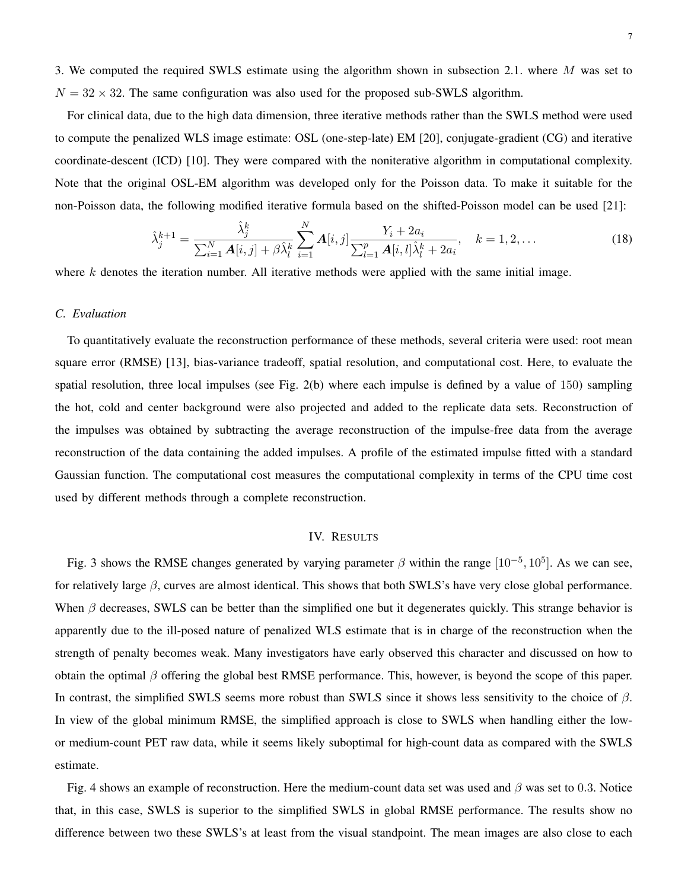3. We computed the required SWLS estimate using the algorithm shown in subsection 2.1. where $M$ was set to $N = 32 \times 32$. The same configuration was also used for the proposed sub-SWLS algorithm.

For clinical data, due to the high data dimension, three iterative methods rather than the SWLS method were used to compute the penalized WLS image estimate: OSL (one-step-late) EM [20], conjugate-gradient (CG) and iterative coordinate-descent (ICD) [10]. They were compared with the noniterative algorithm in computational complexity. Note that the original OSL-EM algorithm was developed only for the Poisson data. To make it suitable for the non-Poisson data, the following modified iterative formula based on the shifted-Poisson model can be used [21]:

$$\hat{\lambda}_j^{k+1} = \frac{\hat{\lambda}_j^k}{\sum_{i=1}^N \boldsymbol{A}[i,j] + \beta \hat{\lambda}_l^k} \sum_{i=1}^N \boldsymbol{A}[i,j] \frac{Y_i + 2a_i}{\sum_{l=1}^p \boldsymbol{A}[i,l]\hat{\lambda}_l^k + 2a_i}, \quad k = 1, 2, \ldots \tag{18}$$

where $k$ denotes the iteration number. All iterative methods were applied with the same initial image.

### C. Evaluation

To quantitatively evaluate the reconstruction performance of these methods, several criteria were used: root mean square error (RMSE) [13], bias-variance tradeoff, spatial resolution, and computational cost. Here, to evaluate the spatial resolution, three local impulses (see Fig. 2(b) where each impulse is defined by a value of 150) sampling the hot, cold and center background were also projected and added to the replicate data sets. Reconstruction of the impulses was obtained by subtracting the average reconstruction of the impulse-free data from the average reconstruction of the data containing the added impulses. A profile of the estimated impulse fitted with a standard Gaussian function. The computational cost measures the computational complexity in terms of the CPU time cost used by different methods through a complete reconstruction.

## IV. Results

Fig. 3 shows the RMSE changes generated by varying parameter $\beta$ within the range $[10^{-5}, 10^5]$. As we can see, for relatively large $\beta$, curves are almost identical. This shows that both SWLS's have very close global performance. When $\beta$ decreases, SWLS can be better than the simplified one but it degenerates quickly. This strange behavior is apparently due to the ill-posed nature of penalized WLS estimate that is in charge of the reconstruction when the strength of penalty becomes weak. Many investigators have early observed this character and discussed on how to obtain the optimal $\beta$ offering the global best RMSE performance. This, however, is beyond the scope of this paper. In contrast, the simplified SWLS seems more robust than SWLS since it shows less sensitivity to the choice of $\beta$. In view of the global minimum RMSE, the simplified approach is close to SWLS when handling either the low- or medium-count PET raw data, while it seems likely suboptimal for high-count data as compared with the SWLS estimate.

Fig. 4 shows an example of reconstruction. Here the medium-count data set was used and $\beta$ was set to 0.3. Notice that, in this case, SWLS is superior to the simplified SWLS in global RMSE performance. The results show no difference between two these SWLS's at least from the visual standpoint. The mean images are also close to each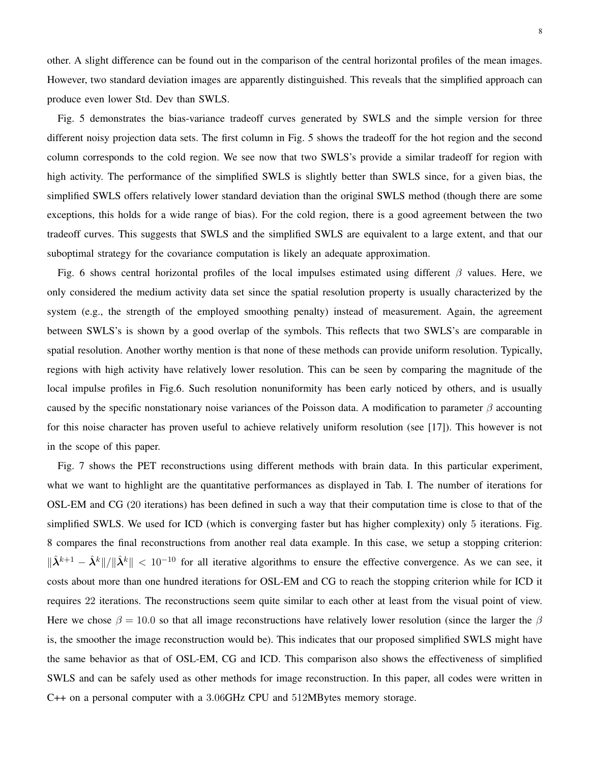other. A slight difference can be found out in the comparison of the central horizontal profiles of the mean images. However, two standard deviation images are apparently distinguished. This reveals that the simplified approach can produce even lower Std. Dev than SWLS.

Fig. 5 demonstrates the bias-variance tradeoff curves generated by SWLS and the simple version for three different noisy projection data sets. The first column in Fig. 5 shows the tradeoff for the hot region and the second column corresponds to the cold region. We see now that two SWLS's provide a similar tradeoff for region with high activity. The performance of the simplified SWLS is slightly better than SWLS since, for a given bias, the simplified SWLS offers relatively lower standard deviation than the original SWLS method (though there are some exceptions, this holds for a wide range of bias). For the cold region, there is a good agreement between the two tradeoff curves. This suggests that SWLS and the simplified SWLS are equivalent to a large extent, and that our suboptimal strategy for the covariance computation is likely an adequate approximation.

Fig. 6 shows central horizontal profiles of the local impulses estimated using different $\beta$ values. Here, we only considered the medium activity data set since the spatial resolution property is usually characterized by the system (e.g., the strength of the employed smoothing penalty) instead of measurement. Again, the agreement between SWLS's is shown by a good overlap of the symbols. This reflects that two SWLS's are comparable in spatial resolution. Another worthy mention is that none of these methods can provide uniform resolution. Typically, regions with high activity have relatively lower resolution. This can be seen by comparing the magnitude of the local impulse profiles in Fig.6. Such resolution nonuniformity has been early noticed by others, and is usually caused by the specific nonstationary noise variances of the Poisson data. A modification to parameter $\beta$ accounting for this noise character has proven useful to achieve relatively uniform resolution (see [17]). This however is not in the scope of this paper.

Fig. 7 shows the PET reconstructions using different methods with brain data. In this particular experiment, what we want to highlight are the quantitative performances as displayed in Tab. I. The number of iterations for OSL-EM and CG ($20$ iterations) has been defined in such a way that their computation time is close to that of the simplified SWLS. We used for ICD (which is converging faster but has higher complexity) only $5$ iterations. Fig. 8 compares the final reconstructions from another real data example. In this case, we setup a stopping criterion: $\|\hat{\boldsymbol{\lambda}}^{k+1} - \hat{\boldsymbol{\lambda}}^{k}\|/\|\hat{\boldsymbol{\lambda}}^{k}\| < 10^{-10}$ for all iterative algorithms to ensure the effective convergence. As we can see, it costs about more than one hundred iterations for OSL-EM and CG to reach the stopping criterion while for ICD it requires $22$ iterations. The reconstructions seem quite similar to each other at least from the visual point of view. Here we chose $\beta = 10.0$ so that all image reconstructions have relatively lower resolution (since the larger the $\beta$ is, the smoother the image reconstruction would be). This indicates that our proposed simplified SWLS might have the same behavior as that of OSL-EM, CG and ICD. This comparison also shows the effectiveness of simplified SWLS and can be safely used as other methods for image reconstruction. In this paper, all codes were written in C++ on a personal computer with a $3.06$GHz CPU and $512$MBytes memory storage.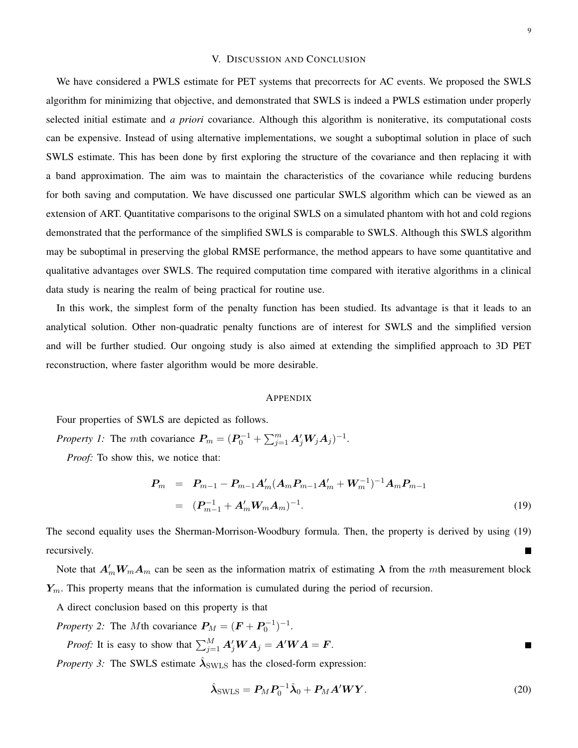## V. Discussion and Conclusion

We have considered a PWLS estimate for PET systems that precorrects for AC events. We proposed the SWLS algorithm for minimizing that objective, and demonstrated that SWLS is indeed a PWLS estimation under properly selected initial estimate and *a priori* covariance. Although this algorithm is noniterative, its computational costs can be expensive. Instead of using alternative implementations, we sought a suboptimal solution in place of such SWLS estimate. This has been done by first exploring the structure of the covariance and then replacing it with a band approximation. The aim was to maintain the characteristics of the covariance while reducing burdens for both saving and computation. We have discussed one particular SWLS algorithm which can be viewed as an extension of ART. Quantitative comparisons to the original SWLS on a simulated phantom with hot and cold regions demonstrated that the performance of the simplified SWLS is comparable to SWLS. Although this SWLS algorithm may be suboptimal in preserving the global RMSE performance, the method appears to have some quantitative and qualitative advantages over SWLS. The required computation time compared with iterative algorithms in a clinical data study is nearing the realm of being practical for routine use.

In this work, the simplest form of the penalty function has been studied. Its advantage is that it leads to an analytical solution. Other non-quadratic penalty functions are of interest for SWLS and the simplified version and will be further studied. Our ongoing study is also aimed at extending the simplified approach to 3D PET reconstruction, where faster algorithm would be more desirable.

## Appendix

Four properties of SWLS are depicted as follows.

*Property 1:* The $m$th covariance $\boldsymbol{P}_m = (\boldsymbol{P}_0^{-1} + \sum_{j=1}^{m} \boldsymbol{A}_j' \boldsymbol{W}_j \boldsymbol{A}_j)^{-1}$.

*Proof:* To show this, we notice that:

$$
\begin{aligned}
\boldsymbol{P}_m &= \boldsymbol{P}_{m-1} - \boldsymbol{P}_{m-1}\boldsymbol{A}_m'(\boldsymbol{A}_m\boldsymbol{P}_{m-1}\boldsymbol{A}_m' + \boldsymbol{W}_m^{-1})^{-1}\boldsymbol{A}_m\boldsymbol{P}_{m-1} \\
&= (\boldsymbol{P}_{m-1}^{-1} + \boldsymbol{A}_m'\boldsymbol{W}_m\boldsymbol{A}_m)^{-1}. \qquad (19)
\end{aligned}
$$

The second equality uses the Sherman-Morrison-Woodbury formula. Then, the property is derived by using (19) recursively. ∎

Note that $\boldsymbol{A}_m'\boldsymbol{W}_m\boldsymbol{A}_m$ can be seen as the information matrix of estimating $\boldsymbol{\lambda}$ from the $m$th measurement block $\boldsymbol{Y}_m$. This property means that the information is cumulated during the period of recursion.

A direct conclusion based on this property is that

*Property 2:* The $M$th covariance $\boldsymbol{P}_M = (\boldsymbol{F} + \boldsymbol{P}_0^{-1})^{-1}$.

*Proof:* It is easy to show that $\sum_{j=1}^{M} \boldsymbol{A}_j'\boldsymbol{W}\boldsymbol{A}_j = \boldsymbol{A}'\boldsymbol{W}\boldsymbol{A} = \boldsymbol{F}$. ∎

*Property 3:* The SWLS estimate $\hat{\boldsymbol{\lambda}}_{\text{SWLS}}$ has the closed-form expression:

$$
\hat{\boldsymbol{\lambda}}_{\text{SWLS}} = \boldsymbol{P}_M\boldsymbol{P}_0^{-1}\hat{\boldsymbol{\lambda}}_0 + \boldsymbol{P}_M\boldsymbol{A}'\boldsymbol{W}\boldsymbol{Y}. \qquad (20)
$$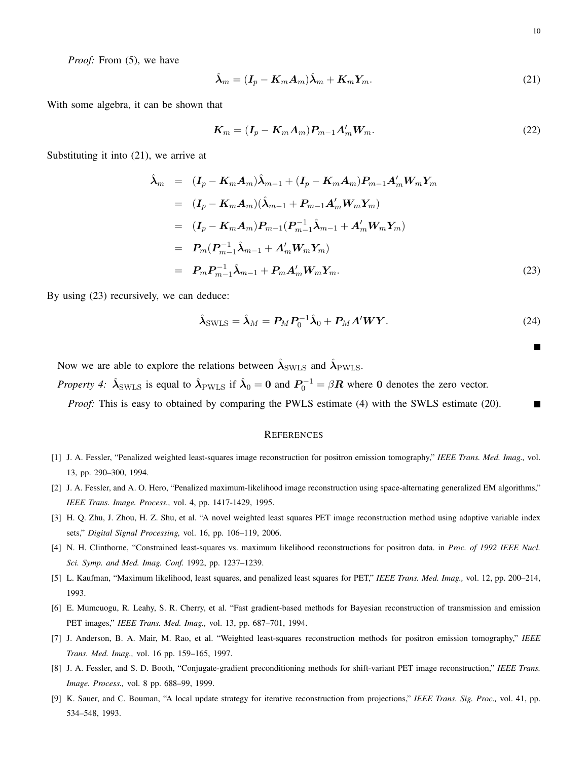*Proof:* From (5), we have

$$\hat{\boldsymbol{\lambda}}_m = (\boldsymbol{I}_p - \boldsymbol{K}_m\boldsymbol{A}_m)\hat{\boldsymbol{\lambda}}_m + \boldsymbol{K}_m\boldsymbol{Y}_m. \tag{21}$$

With some algebra, it can be shown that

$$\boldsymbol{K}_m = (\boldsymbol{I}_p - \boldsymbol{K}_m\boldsymbol{A}_m)\boldsymbol{P}_{m-1}\boldsymbol{A}_m'\boldsymbol{W}_m. \tag{22}$$

Substituting it into (21), we arrive at

$$\begin{aligned}
\hat{\boldsymbol{\lambda}}_m &= (\boldsymbol{I}_p - \boldsymbol{K}_m\boldsymbol{A}_m)\hat{\boldsymbol{\lambda}}_{m-1} + (\boldsymbol{I}_p - \boldsymbol{K}_m\boldsymbol{A}_m)\boldsymbol{P}_{m-1}\boldsymbol{A}_m'\boldsymbol{W}_m\boldsymbol{Y}_m \\
&= (\boldsymbol{I}_p - \boldsymbol{K}_m\boldsymbol{A}_m)(\hat{\boldsymbol{\lambda}}_{m-1} + \boldsymbol{P}_{m-1}\boldsymbol{A}_m'\boldsymbol{W}_m\boldsymbol{Y}_m) \\
&= (\boldsymbol{I}_p - \boldsymbol{K}_m\boldsymbol{A}_m)\boldsymbol{P}_{m-1}(\boldsymbol{P}_{m-1}^{-1}\hat{\boldsymbol{\lambda}}_{m-1} + \boldsymbol{A}_m'\boldsymbol{W}_m\boldsymbol{Y}_m) \\
&= \boldsymbol{P}_m(\boldsymbol{P}_{m-1}^{-1}\hat{\boldsymbol{\lambda}}_{m-1} + \boldsymbol{A}_m'\boldsymbol{W}_m\boldsymbol{Y}_m) \\
&= \boldsymbol{P}_m\boldsymbol{P}_{m-1}^{-1}\hat{\boldsymbol{\lambda}}_{m-1} + \boldsymbol{P}_m\boldsymbol{A}_m'\boldsymbol{W}_m\boldsymbol{Y}_m.
\end{aligned} \tag{23}$$

By using (23) recursively, we can deduce:

$$\hat{\boldsymbol{\lambda}}_{\text{SWLS}} = \hat{\boldsymbol{\lambda}}_M = \boldsymbol{P}_M\boldsymbol{P}_0^{-1}\hat{\boldsymbol{\lambda}}_0 + \boldsymbol{P}_M\boldsymbol{A}'\boldsymbol{W}\boldsymbol{Y}. \tag{24}$$

■

Now we are able to explore the relations between $\hat{\boldsymbol{\lambda}}_{\text{SWLS}}$ and $\hat{\boldsymbol{\lambda}}_{\text{PWLS}}$.

*Property 4:* $\hat{\boldsymbol{\lambda}}_{\text{SWLS}}$ is equal to $\hat{\boldsymbol{\lambda}}_{\text{PWLS}}$ if $\hat{\boldsymbol{\lambda}}_0 = \boldsymbol{0}$ and $\boldsymbol{P}_0^{-1} = \beta\boldsymbol{R}$ where $\boldsymbol{0}$ denotes the zero vector.

*Proof:* This is easy to obtained by comparing the PWLS estimate (4) with the SWLS estimate (20). ■

## References

[1] J. A. Fessler, "Penalized weighted least-squares image reconstruction for positron emission tomography," *IEEE Trans. Med. Imag.,* vol. 13, pp. 290–300, 1994.

[2] J. A. Fessler, and A. O. Hero, "Penalized maximum-likelihood image reconstruction using space-alternating generalized EM algorithms," *IEEE Trans. Image. Process.,* vol. 4, pp. 1417-1429, 1995.

[3] H. Q. Zhu, J. Zhou, H. Z. Shu, et al. "A novel weighted least squares PET image reconstruction method using adaptive variable index sets," *Digital Signal Processing,* vol. 16, pp. 106–119, 2006.

[4] N. H. Clinthorne, "Constrained least-squares vs. maximum likelihood reconstructions for positron data. in *Proc. of 1992 IEEE Nucl. Sci. Symp. and Med. Imag. Conf.* 1992, pp. 1237–1239.

[5] L. Kaufman, "Maximum likelihood, least squares, and penalized least squares for PET," *IEEE Trans. Med. Imag.,* vol. 12, pp. 200–214, 1993.

[6] E. Mumcuogu, R. Leahy, S. R. Cherry, et al. "Fast gradient-based methods for Bayesian reconstruction of transmission and emission PET images," *IEEE Trans. Med. Imag.,* vol. 13, pp. 687–701, 1994.

[7] J. Anderson, B. A. Mair, M. Rao, et al. "Weighted least-squares reconstruction methods for positron emission tomography," *IEEE Trans. Med. Imag.,* vol. 16 pp. 159–165, 1997.

[8] J. A. Fessler, and S. D. Booth, "Conjugate-gradient preconditioning methods for shift-variant PET image reconstruction," *IEEE Trans. Image. Process.,* vol. 8 pp. 688–99, 1999.

[9] K. Sauer, and C. Bouman, "A local update strategy for iterative reconstruction from projections," *IEEE Trans. Sig. Proc.,* vol. 41, pp. 534–548, 1993.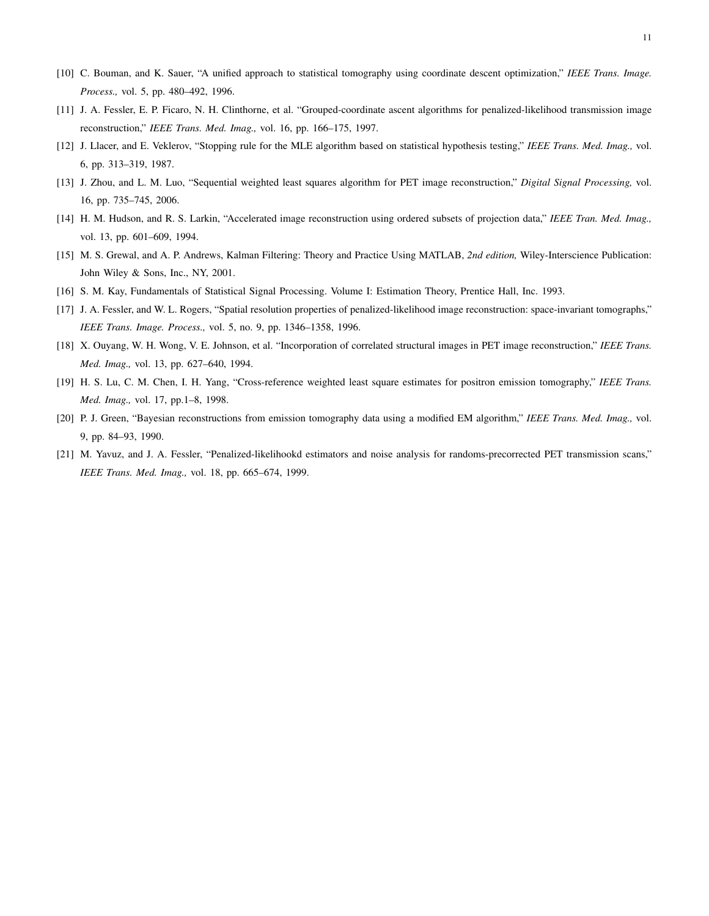[10] C. Bouman, and K. Sauer, "A unified approach to statistical tomography using coordinate descent optimization," *IEEE Trans. Image. Process.,* vol. 5, pp. 480–492, 1996.

[11] J. A. Fessler, E. P. Ficaro, N. H. Clinthorne, et al. "Grouped-coordinate ascent algorithms for penalized-likelihood transmission image reconstruction," *IEEE Trans. Med. Imag.,* vol. 16, pp. 166–175, 1997.

[12] J. Llacer, and E. Veklerov, "Stopping rule for the MLE algorithm based on statistical hypothesis testing," *IEEE Trans. Med. Imag.,* vol. 6, pp. 313–319, 1987.

[13] J. Zhou, and L. M. Luo, "Sequential weighted least squares algorithm for PET image reconstruction," *Digital Signal Processing,* vol. 16, pp. 735–745, 2006.

[14] H. M. Hudson, and R. S. Larkin, "Accelerated image reconstruction using ordered subsets of projection data," *IEEE Tran. Med. Imag.,* vol. 13, pp. 601–609, 1994.

[15] M. S. Grewal, and A. P. Andrews, Kalman Filtering: Theory and Practice Using MATLAB, *2nd edition,* Wiley-Interscience Publication: John Wiley & Sons, Inc., NY, 2001.

[16] S. M. Kay, Fundamentals of Statistical Signal Processing. Volume I: Estimation Theory, Prentice Hall, Inc. 1993.

[17] J. A. Fessler, and W. L. Rogers, "Spatial resolution properties of penalized-likelihood image reconstruction: space-invariant tomographs," *IEEE Trans. Image. Process.,* vol. 5, no. 9, pp. 1346–1358, 1996.

[18] X. Ouyang, W. H. Wong, V. E. Johnson, et al. "Incorporation of correlated structural images in PET image reconstruction," *IEEE Trans. Med. Imag.,* vol. 13, pp. 627–640, 1994.

[19] H. S. Lu, C. M. Chen, I. H. Yang, "Cross-reference weighted least square estimates for positron emission tomography," *IEEE Trans. Med. Imag.,* vol. 17, pp.1–8, 1998.

[20] P. J. Green, "Bayesian reconstructions from emission tomography data using a modified EM algorithm," *IEEE Trans. Med. Imag.,* vol. 9, pp. 84–93, 1990.

[21] M. Yavuz, and J. A. Fessler, "Penalized-likelihookd estimators and noise analysis for randoms-precorrected PET transmission scans," *IEEE Trans. Med. Imag.,* vol. 18, pp. 665–674, 1999.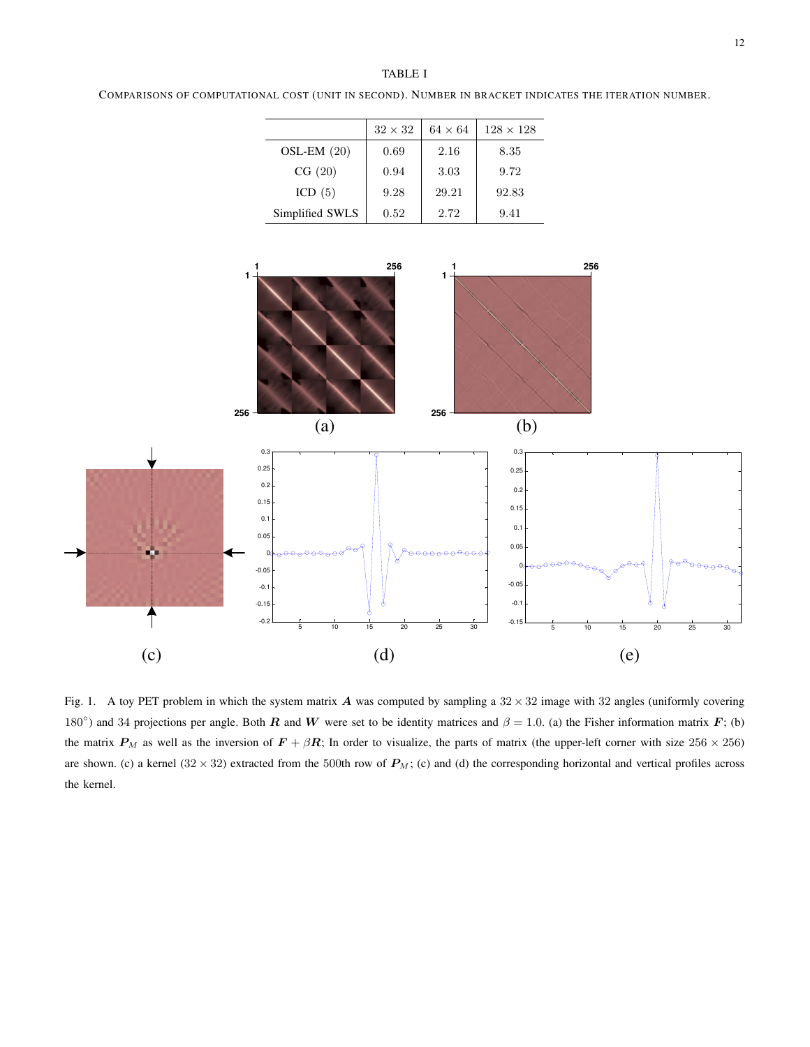TABLE I

COMPARISONS OF COMPUTATIONAL COST (UNIT IN SECOND). NUMBER IN BRACKET INDICATES THE ITERATION NUMBER.

|  | $32 \times 32$ | $64 \times 64$ | $128 \times 128$ |
|---|---|---|---|
| OSL-EM $(20)$ | 0.69 | 2.16 | 8.35 |
| CG $(20)$ | 0.94 | 3.03 | 9.72 |
| ICD $(5)$ | 9.28 | 29.21 | 92.83 |
| Simplified SWLS | 0.52 | 2.72 | 9.41 |

Fig. 1. A toy PET problem in which the system matrix $\boldsymbol{A}$ was computed by sampling a $32 \times 32$ image with 32 angles (uniformly covering $180^{\circ}$) and 34 projections per angle. Both $\boldsymbol{R}$ and $\boldsymbol{W}$ were set to be identity matrices and $\beta = 1.0$. (a) the Fisher information matrix $\boldsymbol{F}$; (b) the matrix $\boldsymbol{P}_M$ as well as the inversion of $\boldsymbol{F} + \beta \boldsymbol{R}$; In order to visualize, the parts of matrix (the upper-left corner with size $256 \times 256$) are shown. (c) a kernel ($32 \times 32$) extracted from the 500th row of $\boldsymbol{P}_M$; (c) and (d) the corresponding horizontal and vertical profiles across the kernel.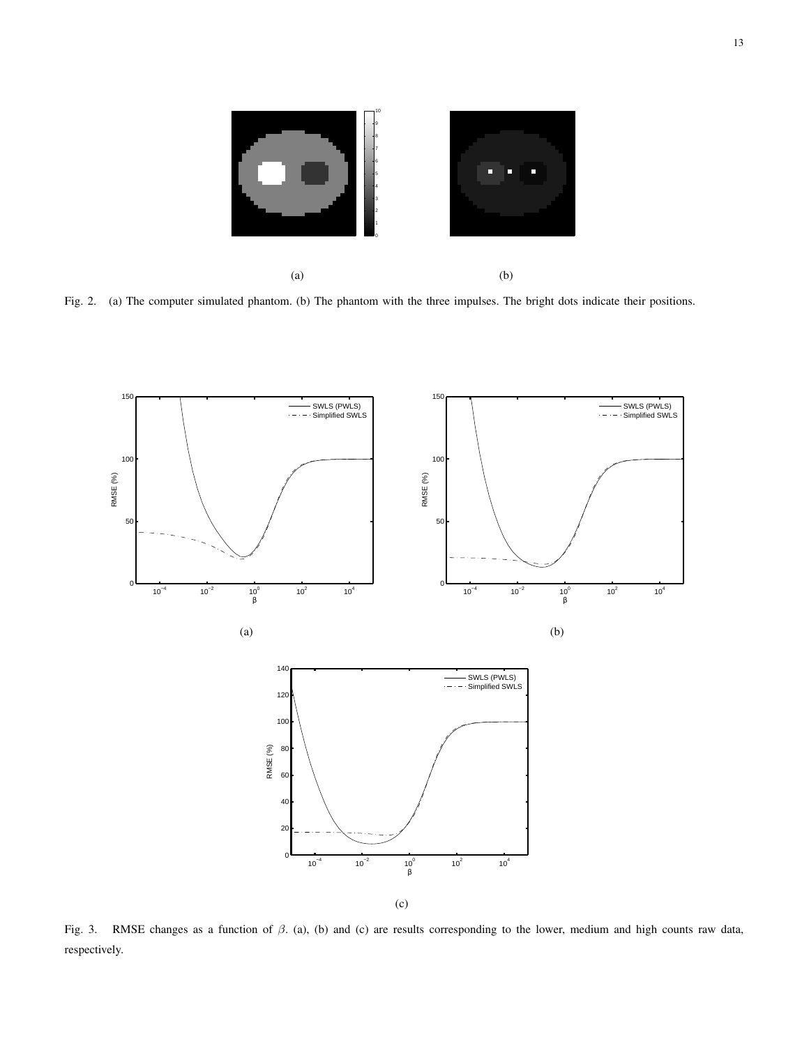(a)

(b)

Fig. 2. (a) The computer simulated phantom. (b) The phantom with the three impulses. The bright dots indicate their positions.

(a)

(b)

(c)

Fig. 3. RMSE changes as a function of $\beta$. (a), (b) and (c) are results corresponding to the lower, medium and high counts raw data, respectively.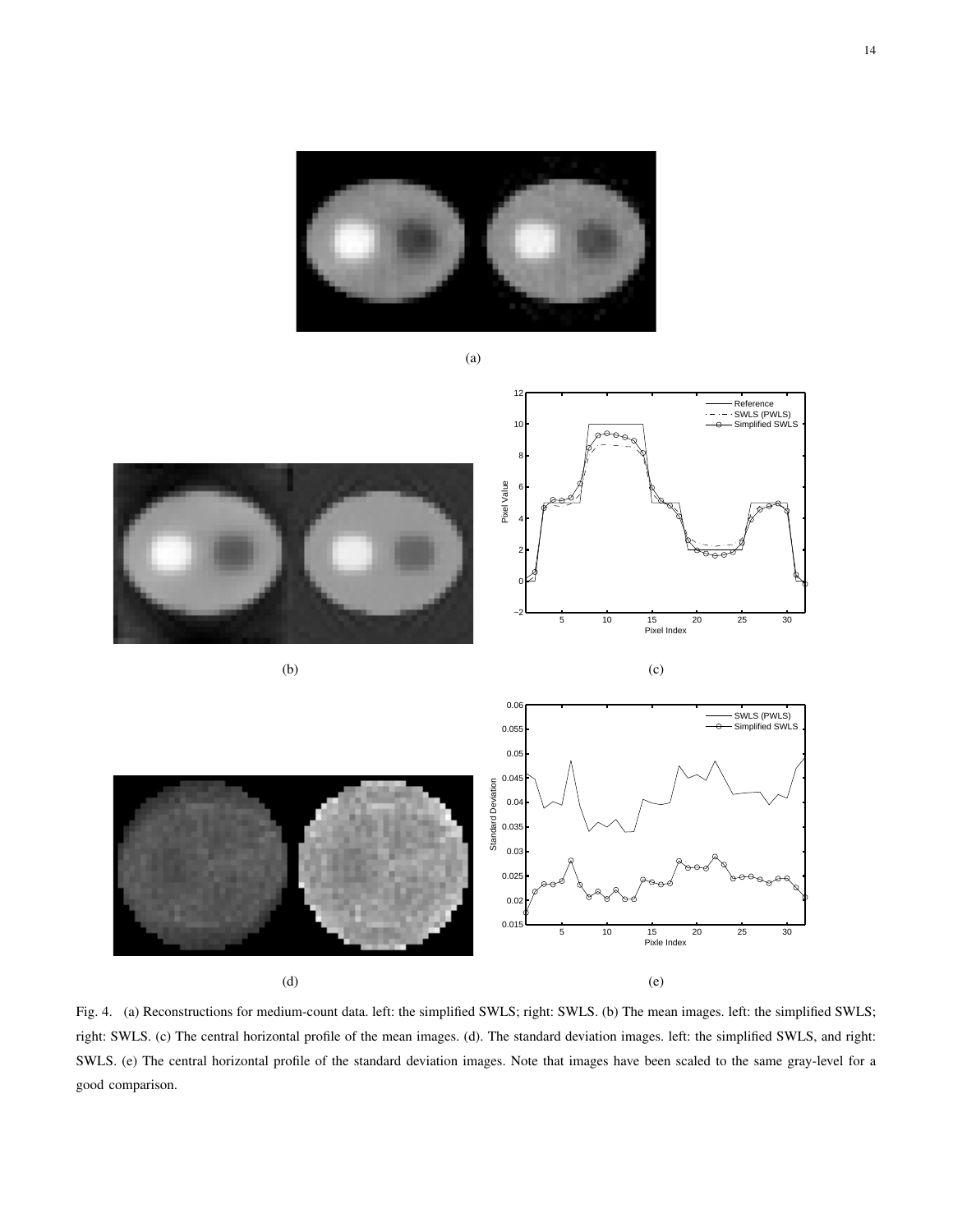(a)

(b)

(c)

(d)

(e)

Fig. 4. (a) Reconstructions for medium-count data. left: the simplified SWLS; right: SWLS. (b) The mean images. left: the simplified SWLS; right: SWLS. (c) The central horizontal profile of the mean images. (d). The standard deviation images. left: the simplified SWLS, and right: SWLS. (e) The central horizontal profile of the standard deviation images. Note that images have been scaled to the same gray-level for a good comparison.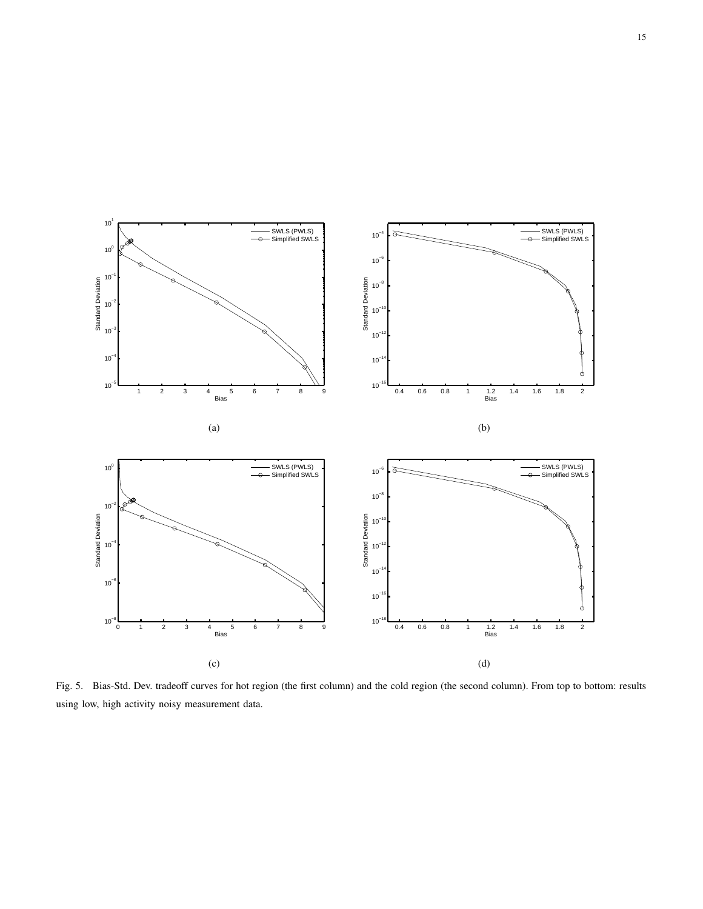Fig. 5. Bias-Std. Dev. tradeoff curves for hot region (the first column) and the cold region (the second column). From top to bottom: results using low, high activity noisy measurement data.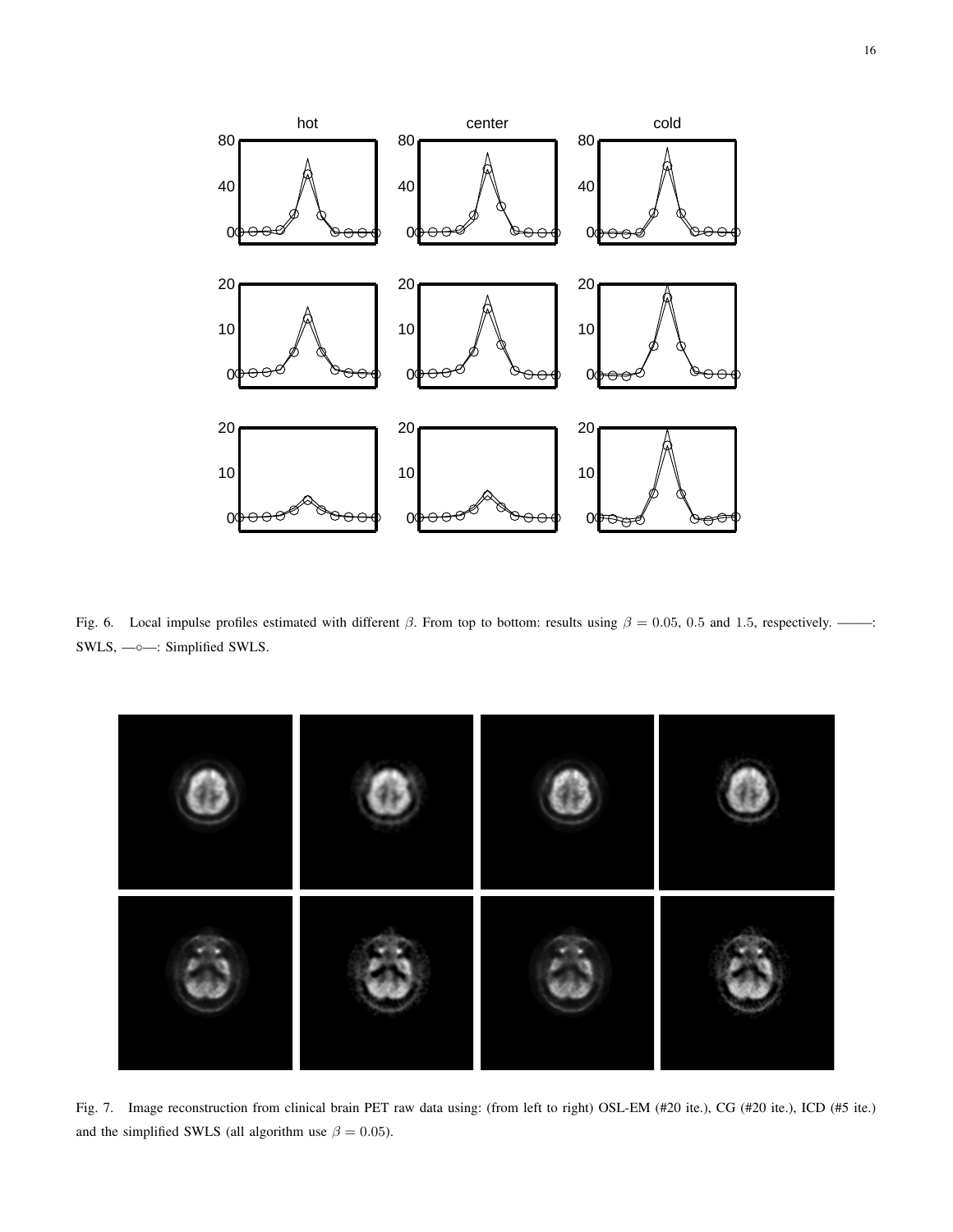Fig. 6. Local impulse profiles estimated with different $\beta$. From top to bottom: results using $\beta = 0.05$, $0.5$ and $1.5$, respectively. ——: SWLS, —○—: Simplified SWLS.

Fig. 7. Image reconstruction from clinical brain PET raw data using: (from left to right) OSL-EM (#20 ite.), CG (#20 ite.), ICD (#5 ite.) and the simplified SWLS (all algorithm use $\beta = 0.05$).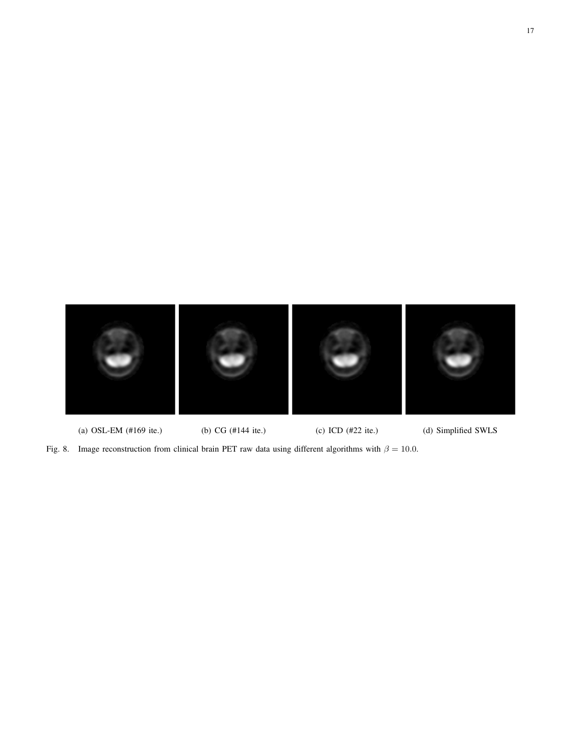(a) OSL-EM (#169 ite.)

(b) CG (#144 ite.)

(c) ICD (#22 ite.)

(d) Simplified SWLS

Fig. 8. Image reconstruction from clinical brain PET raw data using different algorithms with $\beta = 10.0$.